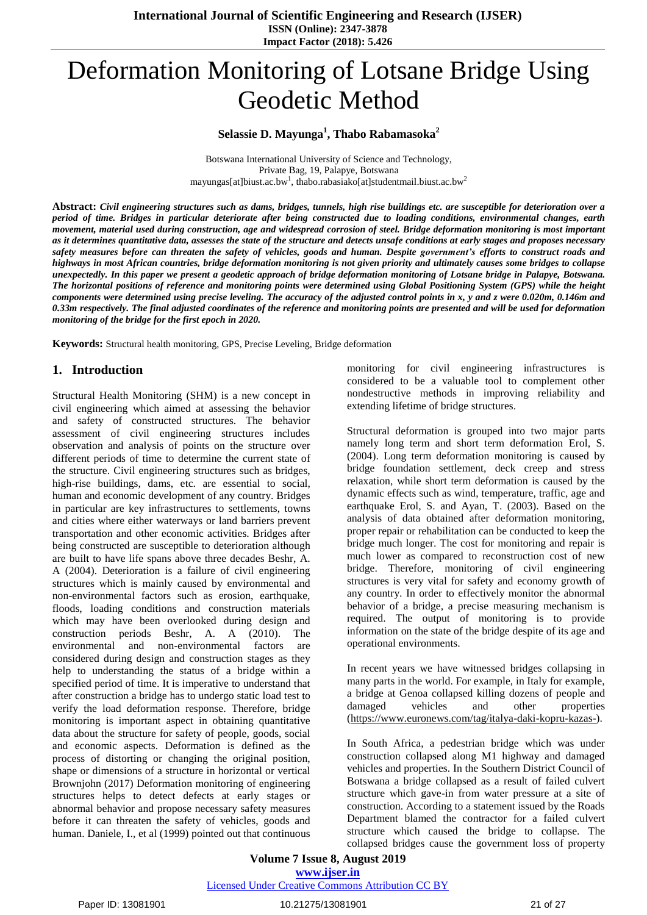# Deformation Monitoring of Lotsane Bridge Using Geodetic Method

**Selassie D. Mayunga[1], Thabo Rabamasoka[2]**

Botswana International University of Science and Technology,
Private Bag, 19, Palapye, Botswana
mayungas[at]biust.ac.bw[1], thabo.rabasiako[at]studentmail.biust.ac.bw[2]

**Abstract:** ***Civil engineering structures such as dams, bridges, tunnels, high rise buildings etc. are susceptible for deterioration over a period of time. Bridges in particular deteriorate after being constructed due to loading conditions, environmental changes, earth movement, material used during construction, age and widespread corrosion of steel. Bridge deformation monitoring is most important as it determines quantitative data, assesses the state of the structure and detects unsafe conditions at early stages and proposes necessary safety measures before can threaten the safety of vehicles, goods and human. Despite government's efforts to construct roads and highways in most African countries, bridge deformation monitoring is not given priority and ultimately causes some bridges to collapse unexpectedly. In this paper we present a geodetic approach of bridge deformation monitoring of Lotsane bridge in Palapye, Botswana. The horizontal positions of reference and monitoring points were determined using Global Positioning System (GPS) while the height components were determined using precise leveling. The accuracy of the adjusted control points in x, y and z were 0.020m, 0.146m and 0.33m respectively. The final adjusted coordinates of the reference and monitoring points are presented and will be used for deformation monitoring of the bridge for the first epoch in 2020.***

**Keywords:** Structural health monitoring, GPS, Precise Leveling, Bridge deformation

## 1. Introduction

Structural Health Monitoring (SHM) is a new concept in civil engineering which aimed at assessing the behavior and safety of constructed structures. The behavior assessment of civil engineering structures includes observation and analysis of points on the structure over different periods of time to determine the current state of the structure. Civil engineering structures such as bridges, high-rise buildings, dams, etc. are essential to social, human and economic development of any country. Bridges in particular are key infrastructures to settlements, towns and cities where either waterways or land barriers prevent transportation and other economic activities. Bridges after being constructed are susceptible to deterioration although are built to have life spans above three decades Beshr, A. A (2004). Deterioration is a failure of civil engineering structures which is mainly caused by environmental and non-environmental factors such as erosion, earthquake, floods, loading conditions and construction materials which may have been overlooked during design and construction periods Beshr, A. A (2010). The environmental and non-environmental factors are considered during design and construction stages as they help to understanding the status of a bridge within a specified period of time. It is imperative to understand that after construction a bridge has to undergo static load test to verify the load deformation response. Therefore, bridge monitoring is important aspect in obtaining quantitative data about the structure for safety of people, goods, social and economic aspects. Deformation is defined as the process of distorting or changing the original position, shape or dimensions of a structure in horizontal or vertical Brownjohn (2017) Deformation monitoring of engineering structures helps to detect defects at early stages or abnormal behavior and propose necessary safety measures before it can threaten the safety of vehicles, goods and human. Daniele, I., et al (1999) pointed out that continuous monitoring for civil engineering infrastructures is considered to be a valuable tool to complement other nondestructive methods in improving reliability and extending lifetime of bridge structures.

Structural deformation is grouped into two major parts namely long term and short term deformation Erol, S. (2004). Long term deformation monitoring is caused by bridge foundation settlement, deck creep and stress relaxation, while short term deformation is caused by the dynamic effects such as wind, temperature, traffic, age and earthquake Erol, S. and Ayan, T. (2003). Based on the analysis of data obtained after deformation monitoring, proper repair or rehabilitation can be conducted to keep the bridge much longer. The cost for monitoring and repair is much lower as compared to reconstruction cost of new bridge. Therefore, monitoring of civil engineering structures is very vital for safety and economy growth of any country. In order to effectively monitor the abnormal behavior of a bridge, a precise measuring mechanism is required. The output of monitoring is to provide information on the state of the bridge despite of its age and operational environments.

In recent years we have witnessed bridges collapsing in many parts in the world. For example, in Italy for example, a bridge at Genoa collapsed killing dozens of people and damaged vehicles and other properties (https://www.euronews.com/tag/italya-daki-kopru-kazas-).

In South Africa, a pedestrian bridge which was under construction collapsed along M1 highway and damaged vehicles and properties. In the Southern District Council of Botswana a bridge collapsed as a result of failed culvert structure which gave-in from water pressure at a site of construction. According to a statement issued by the Roads Department blamed the contractor for a failed culvert structure which caused the bridge to collapse. The collapsed bridges cause the government loss of property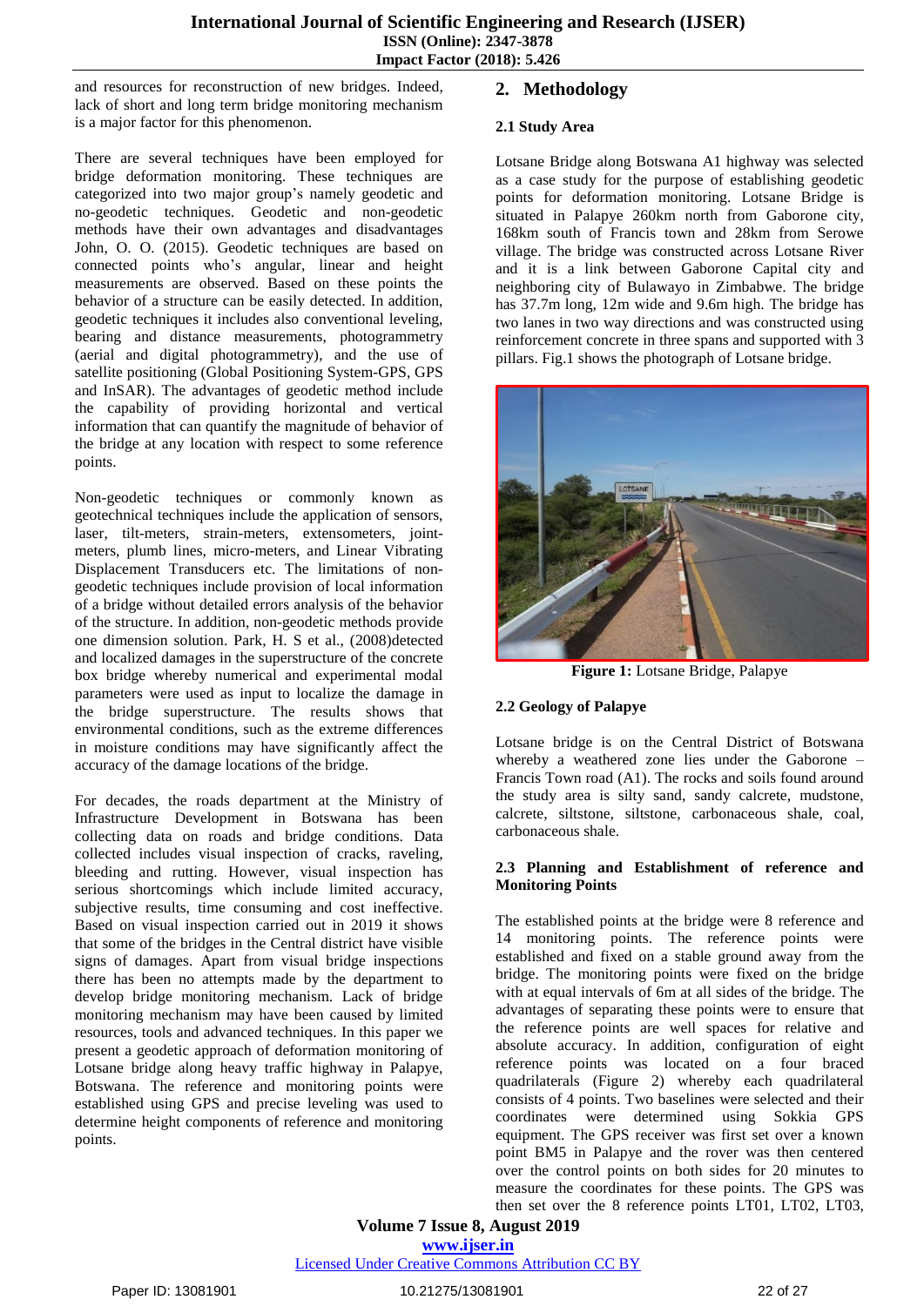and resources for reconstruction of new bridges. Indeed, lack of short and long term bridge monitoring mechanism is a major factor for this phenomenon.

There are several techniques have been employed for bridge deformation monitoring. These techniques are categorized into two major group's namely geodetic and no-geodetic techniques. Geodetic and non-geodetic methods have their own advantages and disadvantages John, O. O. (2015). Geodetic techniques are based on connected points who's angular, linear and height measurements are observed. Based on these points the behavior of a structure can be easily detected. In addition, geodetic techniques it includes also conventional leveling, bearing and distance measurements, photogrammetry (aerial and digital photogrammetry), and the use of satellite positioning (Global Positioning System-GPS, GPS and InSAR). The advantages of geodetic method include the capability of providing horizontal and vertical information that can quantify the magnitude of behavior of the bridge at any location with respect to some reference points.

Non-geodetic techniques or commonly known as geotechnical techniques include the application of sensors, laser, tilt-meters, strain-meters, extensometers, joint-meters, plumb lines, micro-meters, and Linear Vibrating Displacement Transducers etc. The limitations of non-geodetic techniques include provision of local information of a bridge without detailed errors analysis of the behavior of the structure. In addition, non-geodetic methods provide one dimension solution. Park, H. S et al., (2008)detected and localized damages in the superstructure of the concrete box bridge whereby numerical and experimental modal parameters were used as input to localize the damage in the bridge superstructure. The results shows that environmental conditions, such as the extreme differences in moisture conditions may have significantly affect the accuracy of the damage locations of the bridge.

For decades, the roads department at the Ministry of Infrastructure Development in Botswana has been collecting data on roads and bridge conditions. Data collected includes visual inspection of cracks, raveling, bleeding and rutting. However, visual inspection has serious shortcomings which include limited accuracy, subjective results, time consuming and cost ineffective. Based on visual inspection carried out in 2019 it shows that some of the bridges in the Central district have visible signs of damages. Apart from visual bridge inspections there has been no attempts made by the department to develop bridge monitoring mechanism. Lack of bridge monitoring mechanism may have been caused by limited resources, tools and advanced techniques. In this paper we present a geodetic approach of deformation monitoring of Lotsane bridge along heavy traffic highway in Palapye, Botswana. The reference and monitoring points were established using GPS and precise leveling was used to determine height components of reference and monitoring points.

## 2. Methodology

### 2.1 Study Area

Lotsane Bridge along Botswana A1 highway was selected as a case study for the purpose of establishing geodetic points for deformation monitoring. Lotsane Bridge is situated in Palapye 260km north from Gaborone city, 168km south of Francis town and 28km from Serowe village. The bridge was constructed across Lotsane River and it is a link between Gaborone Capital city and neighboring city of Bulawayo in Zimbabwe. The bridge has 37.7m long, 12m wide and 9.6m high. The bridge has two lanes in two way directions and was constructed using reinforcement concrete in three spans and supported with 3 pillars. Fig.1 shows the photograph of Lotsane bridge.

**Figure 1:** Lotsane Bridge, Palapye

### 2.2 Geology of Palapye

Lotsane bridge is on the Central District of Botswana whereby a weathered zone lies under the Gaborone – Francis Town road (A1). The rocks and soils found around the study area is silty sand, sandy calcrete, mudstone, calcrete, siltstone, siltstone, carbonaceous shale, coal, carbonaceous shale.

### 2.3 Planning and Establishment of reference and Monitoring Points

The established points at the bridge were 8 reference and 14 monitoring points. The reference points were established and fixed on a stable ground away from the bridge. The monitoring points were fixed on the bridge with at equal intervals of 6m at all sides of the bridge. The advantages of separating these points were to ensure that the reference points are well spaces for relative and absolute accuracy. In addition, configuration of eight reference points was located on a four braced quadrilaterals (Figure 2) whereby each quadrilateral consists of 4 points. Two baselines were selected and their coordinates were determined using Sokkia GPS equipment. The GPS receiver was first set over a known point BM5 in Palapye and the rover was then centered over the control points on both sides for 20 minutes to measure the coordinates for these points. The GPS was then set over the 8 reference points LT01, LT02, LT03,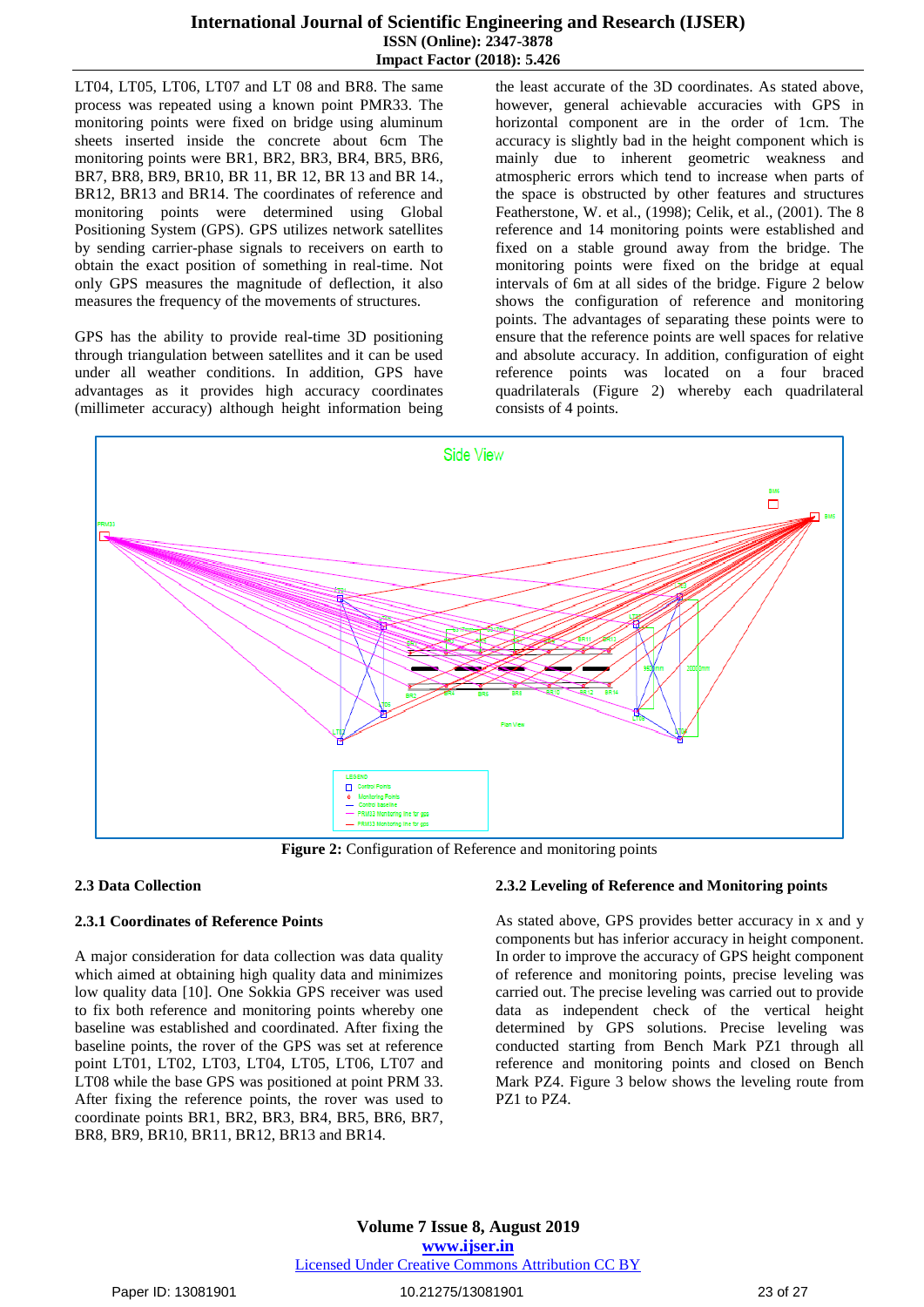LT04, LT05, LT06, LT07 and LT 08 and BR8. The same process was repeated using a known point PMR33. The monitoring points were fixed on bridge using aluminum sheets inserted inside the concrete about 6cm The monitoring points were BR1, BR2, BR3, BR4, BR5, BR6, BR7, BR8, BR9, BR10, BR 11, BR 12, BR 13 and BR 14., BR12, BR13 and BR14. The coordinates of reference and monitoring points were determined using Global Positioning System (GPS). GPS utilizes network satellites by sending carrier-phase signals to receivers on earth to obtain the exact position of something in real-time. Not only GPS measures the magnitude of deflection, it also measures the frequency of the movements of structures.

GPS has the ability to provide real-time 3D positioning through triangulation between satellites and it can be used under all weather conditions. In addition, GPS have advantages as it provides high accuracy coordinates (millimeter accuracy) although height information being the least accurate of the 3D coordinates. As stated above, however, general achievable accuracies with GPS in horizontal component are in the order of 1cm. The accuracy is slightly bad in the height component which is mainly due to inherent geometric weakness and atmospheric errors which tend to increase when parts of the space is obstructed by other features and structures Featherstone, W. et al., (1998); Celik, et al., (2001). The 8 reference and 14 monitoring points were established and fixed on a stable ground away from the bridge. The monitoring points were fixed on the bridge at equal intervals of 6m at all sides of the bridge. Figure 2 below shows the configuration of reference and monitoring points. The advantages of separating these points were to ensure that the reference points are well spaces for relative and absolute accuracy. In addition, configuration of eight reference points was located on a four braced quadrilaterals (Figure 2) whereby each quadrilateral consists of 4 points.

**Figure 2:** Configuration of Reference and monitoring points

### 2.3 Data Collection

#### 2.3.1 Coordinates of Reference Points

A major consideration for data collection was data quality which aimed at obtaining high quality data and minimizes low quality data [10]. One Sokkia GPS receiver was used to fix both reference and monitoring points whereby one baseline was established and coordinated. After fixing the baseline points, the rover of the GPS was set at reference point LT01, LT02, LT03, LT04, LT05, LT06, LT07 and LT08 while the base GPS was positioned at point PRM 33. After fixing the reference points, the rover was used to coordinate points BR1, BR2, BR3, BR4, BR5, BR6, BR7, BR8, BR9, BR10, BR11, BR12, BR13 and BR14.

#### 2.3.2 Leveling of Reference and Monitoring points

As stated above, GPS provides better accuracy in x and y components but has inferior accuracy in height component. In order to improve the accuracy of GPS height component of reference and monitoring points, precise leveling was carried out. The precise leveling was carried out to provide data as independent check of the vertical height determined by GPS solutions. Precise leveling was conducted starting from Bench Mark PZ1 through all reference and monitoring points and closed on Bench Mark PZ4. Figure 3 below shows the leveling route from PZ1 to PZ4.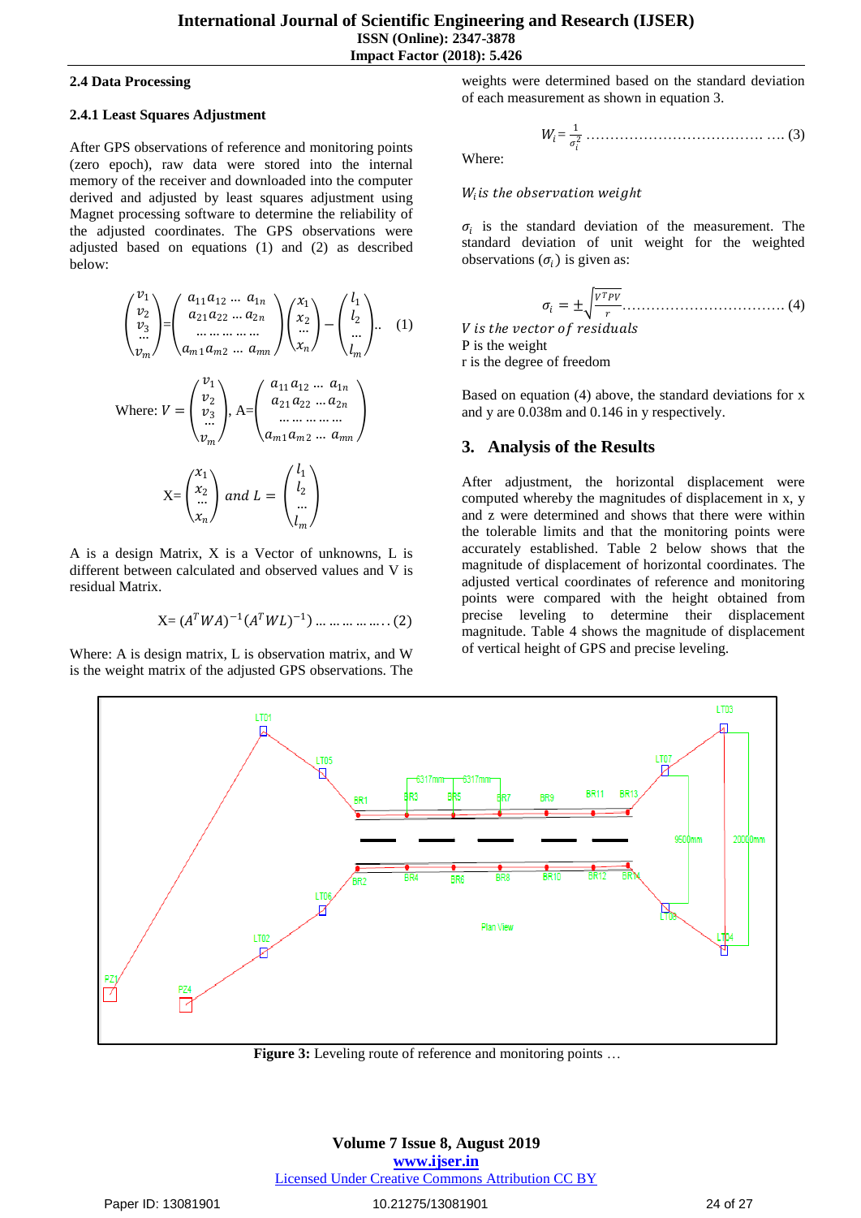### 2.4 Data Processing

#### 2.4.1 Least Squares Adjustment

After GPS observations of reference and monitoring points (zero epoch), raw data were stored into the internal memory of the receiver and downloaded into the computer derived and adjusted by least squares adjustment using Magnet processing software to determine the reliability of the adjusted coordinates. The GPS observations were adjusted based on equations (1) and (2) as described below:

$$\begin{pmatrix} v_1 \\ v_2 \\ v_3 \\ \dots \\ v_m \end{pmatrix} = \begin{pmatrix} a_{11} a_{12} \dots a_{1n} \\ a_{21} a_{22} \dots a_{2n} \\ \dots \dots \dots \dots \\ a_{m1} a_{m2} \dots a_{mn} \end{pmatrix} \begin{pmatrix} x_1 \\ x_2 \\ \dots \\ x_n \end{pmatrix} - \begin{pmatrix} l_1 \\ l_2 \\ \dots \\ l_m \end{pmatrix} .. \quad (1)$$

Where: $V = \begin{pmatrix} v_1 \\ v_2 \\ v_3 \\ \dots \\ v_m \end{pmatrix}$, $A = \begin{pmatrix} a_{11} a_{12} \dots a_{1n} \\ a_{21} a_{22} \dots a_{2n} \\ \dots \dots \dots \dots \\ a_{m1} a_{m2} \dots a_{mn} \end{pmatrix}$

$X = \begin{pmatrix} x_1 \\ x_2 \\ \dots \\ x_n \end{pmatrix}$ and $L = \begin{pmatrix} l_1 \\ l_2 \\ \dots \\ l_m \end{pmatrix}$

A is a design Matrix, X is a Vector of unknowns, L is different between calculated and observed values and V is residual Matrix.

$$X = (A^T W A)^{-1} (A^T W L)^{-1}) \dots \dots \dots \dots .. (2)$$

Where: A is design matrix, L is observation matrix, and W is the weight matrix of the adjusted GPS observations. The weights were determined based on the standard deviation of each measurement as shown in equation 3.

$$W_i = \frac{1}{\sigma_i^2} \dots \dots \dots \dots \dots \dots \dots \dots \dots \dots (3)$$

Where:

$W_i$ *is the observation weight*

$\sigma_i$ is the standard deviation of the measurement. The standard deviation of unit weight for the weighted observations ($\sigma_i$) is given as:

$$\sigma_i = \pm \sqrt{\frac{V^T P V}{r}} \dots \dots \dots \dots \dots \dots \dots \dots (4)$$

*V is the vector of residuals*
P is the weight
r is the degree of freedom

Based on equation (4) above, the standard deviations for x and y are 0.038m and 0.146 in y respectively.

## 3. Analysis of the Results

After adjustment, the horizontal displacement were computed whereby the magnitudes of displacement in x, y and z were determined and shows that there were within the tolerable limits and that the monitoring points were accurately established. Table 2 below shows that the magnitude of displacement of horizontal coordinates. The adjusted vertical coordinates of reference and monitoring points were compared with the height obtained from precise leveling to determine their displacement magnitude. Table 4 shows the magnitude of displacement of vertical height of GPS and precise leveling.

**Figure 3:** Leveling route of reference and monitoring points …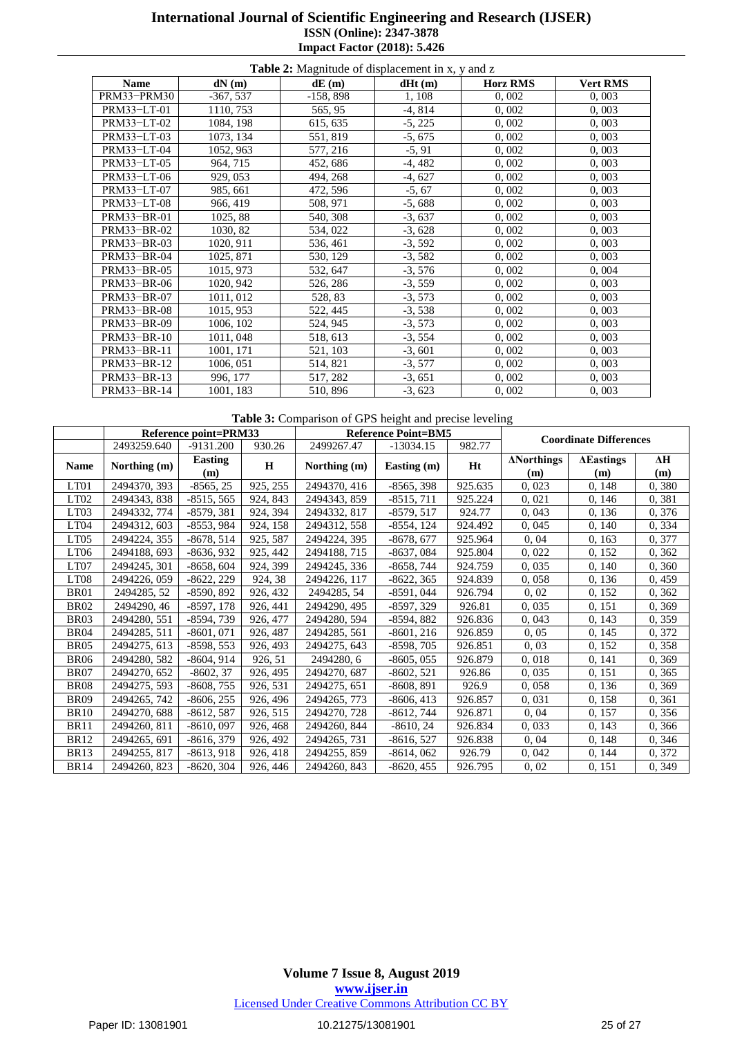**Table 2:** Magnitude of displacement in x, y and z

| Name | dN (m) | dE (m) | dHt (m) | Horz RMS | Vert RMS |
|---|---|---|---|---|---|
| PRM33−PRM30 | -367, 537 | -158, 898 | 1, 108 | 0, 002 | 0, 003 |
| PRM33−LT-01 | 1110, 753 | 565, 95 | -4, 814 | 0, 002 | 0, 003 |
| PRM33−LT-02 | 1084, 198 | 615, 635 | -5, 225 | 0, 002 | 0, 003 |
| PRM33−LT-03 | 1073, 134 | 551, 819 | -5, 675 | 0, 002 | 0, 003 |
| PRM33−LT-04 | 1052, 963 | 577, 216 | -5, 91 | 0, 002 | 0, 003 |
| PRM33−LT-05 | 964, 715 | 452, 686 | -4, 482 | 0, 002 | 0, 003 |
| PRM33−LT-06 | 929, 053 | 494, 268 | -4, 627 | 0, 002 | 0, 003 |
| PRM33−LT-07 | 985, 661 | 472, 596 | -5, 67 | 0, 002 | 0, 003 |
| PRM33−LT-08 | 966, 419 | 508, 971 | -5, 688 | 0, 002 | 0, 003 |
| PRM33−BR-01 | 1025, 88 | 540, 308 | -3, 637 | 0, 002 | 0, 003 |
| PRM33−BR-02 | 1030, 82 | 534, 022 | -3, 628 | 0, 002 | 0, 003 |
| PRM33−BR-03 | 1020, 911 | 536, 461 | -3, 592 | 0, 002 | 0, 003 |
| PRM33−BR-04 | 1025, 871 | 530, 129 | -3, 582 | 0, 002 | 0, 003 |
| PRM33−BR-05 | 1015, 973 | 532, 647 | -3, 576 | 0, 002 | 0, 004 |
| PRM33−BR-06 | 1020, 942 | 526, 286 | -3, 559 | 0, 002 | 0, 003 |
| PRM33−BR-07 | 1011, 012 | 528, 83 | -3, 573 | 0, 002 | 0, 003 |
| PRM33−BR-08 | 1015, 953 | 522, 445 | -3, 538 | 0, 002 | 0, 003 |
| PRM33−BR-09 | 1006, 102 | 524, 945 | -3, 573 | 0, 002 | 0, 003 |
| PRM33−BR-10 | 1011, 048 | 518, 613 | -3, 554 | 0, 002 | 0, 003 |
| PRM33−BR-11 | 1001, 171 | 521, 103 | -3, 601 | 0, 002 | 0, 003 |
| PRM33−BR-12 | 1006, 051 | 514, 821 | -3, 577 | 0, 002 | 0, 003 |
| PRM33−BR-13 | 996, 177 | 517, 282 | -3, 651 | 0, 002 | 0, 003 |
| PRM33−BR-14 | 1001, 183 | 510, 896 | -3, 623 | 0, 002 | 0, 003 |

**Table 3:** Comparison of GPS height and precise leveling

| | Reference point=PRM33 | | | Reference Point=BM5 | | | Coordinate Differences | | |
|---|---|---|---|---|---|---|---|---|---|
| | 2493259.640 | -9131.200 | 930.26 | 2499267.47 | -13034.15 | 982.77 | | | |
| **Name** | **Northing (m)** | **Easting (m)** | **H** | **Northing (m)** | **Easting (m)** | **Ht** | **ΔNorthings (m)** | **ΔEastings (m)** | **ΔH (m)** |
| LT01 | 2494370, 393 | -8565, 25 | 925, 255 | 2494370, 416 | -8565, 398 | 925.635 | 0, 023 | 0, 148 | 0, 380 |
| LT02 | 2494343, 838 | -8515, 565 | 924, 843 | 2494343, 859 | -8515, 711 | 925.224 | 0, 021 | 0, 146 | 0, 381 |
| LT03 | 2494332, 774 | -8579, 381 | 924, 394 | 2494332, 817 | -8579, 517 | 924.77 | 0, 043 | 0, 136 | 0, 376 |
| LT04 | 2494312, 603 | -8553, 984 | 924, 158 | 2494312, 558 | -8554, 124 | 924.492 | 0, 045 | 0, 140 | 0, 334 |
| LT05 | 2494224, 355 | -8678, 514 | 925, 587 | 2494224, 395 | -8678, 677 | 925.964 | 0, 04 | 0, 163 | 0, 377 |
| LT06 | 2494188, 693 | -8636, 932 | 925, 442 | 2494188, 715 | -8637, 084 | 925.804 | 0, 022 | 0, 152 | 0, 362 |
| LT07 | 2494245, 301 | -8658, 604 | 924, 399 | 2494245, 336 | -8658, 744 | 924.759 | 0, 035 | 0, 140 | 0, 360 |
| LT08 | 2494226, 059 | -8622, 229 | 924, 38 | 2494226, 117 | -8622, 365 | 924.839 | 0, 058 | 0, 136 | 0, 459 |
| BR01 | 2494285, 52 | -8590, 892 | 926, 432 | 2494285, 54 | -8591, 044 | 926.794 | 0, 02 | 0, 152 | 0, 362 |
| BR02 | 2494290, 46 | -8597, 178 | 926, 441 | 2494290, 495 | -8597, 329 | 926.81 | 0, 035 | 0, 151 | 0, 369 |
| BR03 | 2494280, 551 | -8594, 739 | 926, 477 | 2494280, 594 | -8594, 882 | 926.836 | 0, 043 | 0, 143 | 0, 359 |
| BR04 | 2494285, 511 | -8601, 071 | 926, 487 | 2494285, 561 | -8601, 216 | 926.859 | 0, 05 | 0, 145 | 0, 372 |
| BR05 | 2494275, 613 | -8598, 553 | 926, 493 | 2494275, 643 | -8598, 705 | 926.851 | 0, 03 | 0, 152 | 0, 358 |
| BR06 | 2494280, 582 | -8604, 914 | 926, 51 | 2494280, 6 | -8605, 055 | 926.879 | 0, 018 | 0, 141 | 0, 369 |
| BR07 | 2494270, 652 | -8602, 37 | 926, 495 | 2494270, 687 | -8602, 521 | 926.86 | 0, 035 | 0, 151 | 0, 365 |
| BR08 | 2494275, 593 | -8608, 755 | 926, 531 | 2494275, 651 | -8608, 891 | 926.9 | 0, 058 | 0, 136 | 0, 369 |
| BR09 | 2494265, 742 | -8606, 255 | 926, 496 | 2494265, 773 | -8606, 413 | 926.857 | 0, 031 | 0, 158 | 0, 361 |
| BR10 | 2494270, 688 | -8612, 587 | 926, 515 | 2494270, 728 | -8612, 744 | 926.871 | 0, 04 | 0, 157 | 0, 356 |
| BR11 | 2494260, 811 | -8610, 097 | 926, 468 | 2494260, 844 | -8610, 24 | 926.834 | 0, 033 | 0, 143 | 0, 366 |
| BR12 | 2494265, 691 | -8616, 379 | 926, 492 | 2494265, 731 | -8616, 527 | 926.838 | 0, 04 | 0, 148 | 0, 346 |
| BR13 | 2494255, 817 | -8613, 918 | 926, 418 | 2494255, 859 | -8614, 062 | 926.79 | 0, 042 | 0, 144 | 0, 372 |
| BR14 | 2494260, 823 | -8620, 304 | 926, 446 | 2494260, 843 | -8620, 455 | 926.795 | 0, 02 | 0, 151 | 0, 349 |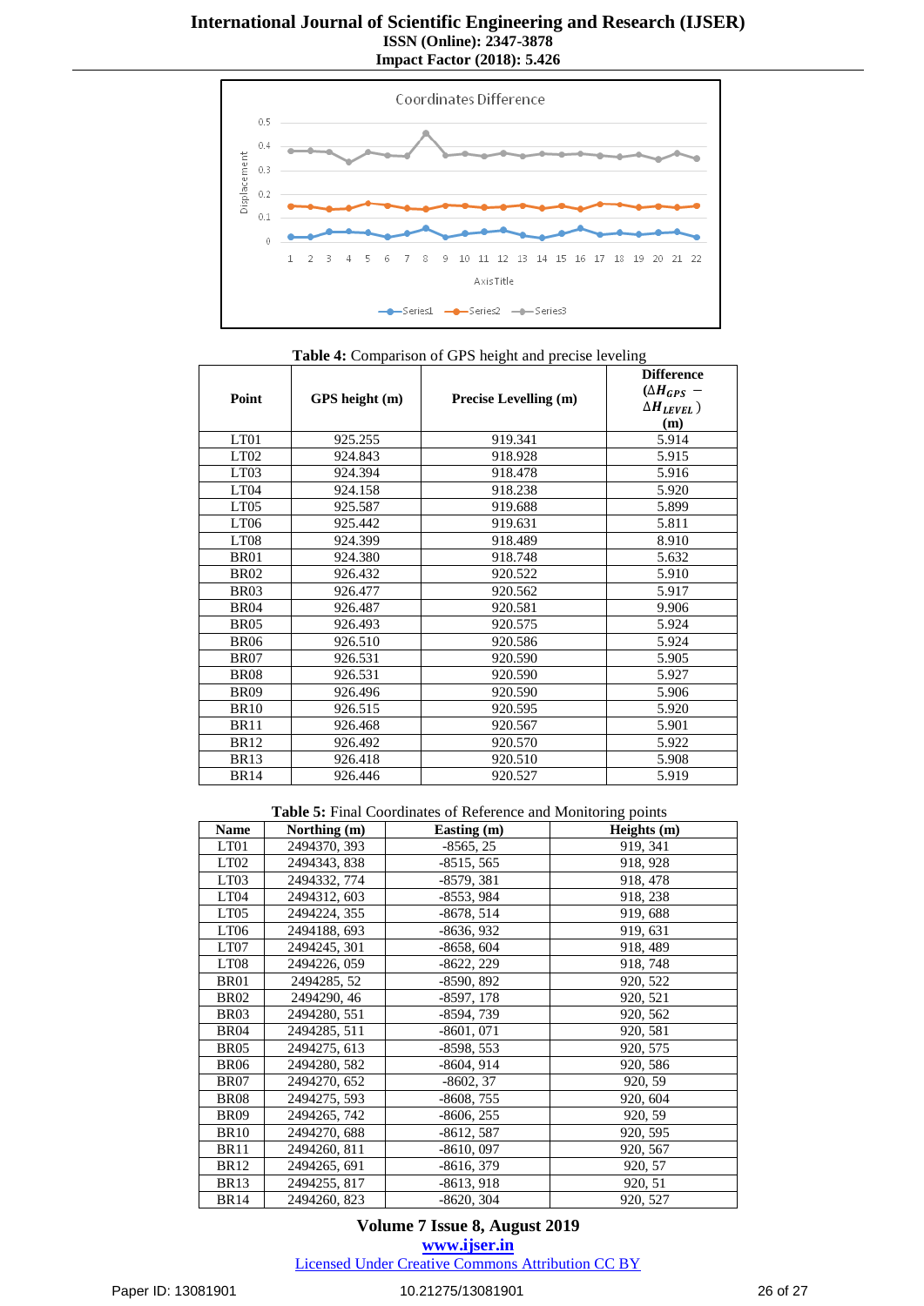**Table 4:** Comparison of GPS height and precise leveling

| Point | GPS height (m) | Precise Levelling (m) | Difference ($\Delta H_{GPS} - \Delta H_{LEVEL}$) (m) |
|---|---|---|---|
| LT01 | 925.255 | 919.341 | 5.914 |
| LT02 | 924.843 | 918.928 | 5.915 |
| LT03 | 924.394 | 918.478 | 5.916 |
| LT04 | 924.158 | 918.238 | 5.920 |
| LT05 | 925.587 | 919.688 | 5.899 |
| LT06 | 925.442 | 919.631 | 5.811 |
| LT08 | 924.399 | 918.489 | 8.910 |
| BR01 | 924.380 | 918.748 | 5.632 |
| BR02 | 926.432 | 920.522 | 5.910 |
| BR03 | 926.477 | 920.562 | 5.917 |
| BR04 | 926.487 | 920.581 | 9.906 |
| BR05 | 926.493 | 920.575 | 5.924 |
| BR06 | 926.510 | 920.586 | 5.924 |
| BR07 | 926.531 | 920.590 | 5.905 |
| BR08 | 926.531 | 920.590 | 5.927 |
| BR09 | 926.496 | 920.590 | 5.906 |
| BR10 | 926.515 | 920.595 | 5.920 |
| BR11 | 926.468 | 920.567 | 5.901 |
| BR12 | 926.492 | 920.570 | 5.922 |
| BR13 | 926.418 | 920.510 | 5.908 |
| BR14 | 926.446 | 920.527 | 5.919 |

**Table 5:** Final Coordinates of Reference and Monitoring points

| Name | Northing (m) | Easting (m) | Heights (m) |
|---|---|---|---|
| LT01 | 2494370, 393 | -8565, 25 | 919, 341 |
| LT02 | 2494343, 838 | -8515, 565 | 918, 928 |
| LT03 | 2494332, 774 | -8579, 381 | 918, 478 |
| LT04 | 2494312, 603 | -8553, 984 | 918, 238 |
| LT05 | 2494224, 355 | -8678, 514 | 919, 688 |
| LT06 | 2494188, 693 | -8636, 932 | 919, 631 |
| LT07 | 2494245, 301 | -8658, 604 | 918, 489 |
| LT08 | 2494226, 059 | -8622, 229 | 918, 748 |
| BR01 | 2494285, 52 | -8590, 892 | 920, 522 |
| BR02 | 2494290, 46 | -8597, 178 | 920, 521 |
| BR03 | 2494280, 551 | -8594, 739 | 920, 562 |
| BR04 | 2494285, 511 | -8601, 071 | 920, 581 |
| BR05 | 2494275, 613 | -8598, 553 | 920, 575 |
| BR06 | 2494280, 582 | -8604, 914 | 920, 586 |
| BR07 | 2494270, 652 | -8602, 37 | 920, 59 |
| BR08 | 2494275, 593 | -8608, 755 | 920, 604 |
| BR09 | 2494265, 742 | -8606, 255 | 920, 59 |
| BR10 | 2494270, 688 | -8612, 587 | 920, 595 |
| BR11 | 2494260, 811 | -8610, 097 | 920, 567 |
| BR12 | 2494265, 691 | -8616, 379 | 920, 57 |
| BR13 | 2494255, 817 | -8613, 918 | 920, 51 |
| BR14 | 2494260, 823 | -8620, 304 | 920, 527 |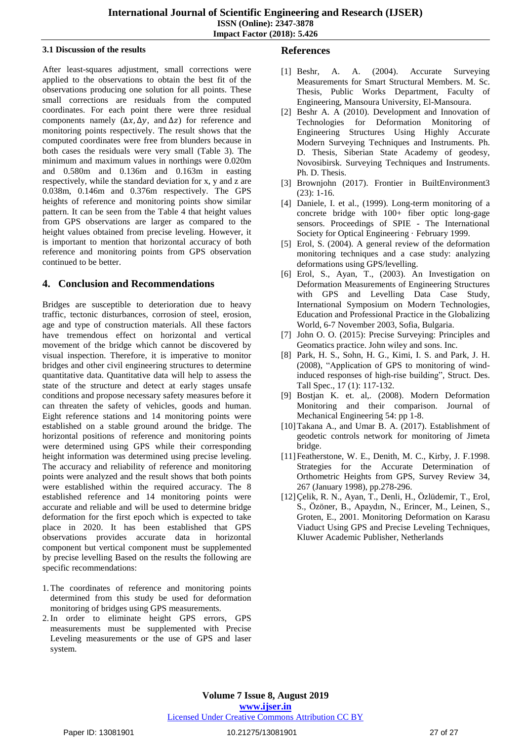### 3.1 Discussion of the results

After least-squares adjustment, small corrections were applied to the observations to obtain the best fit of the observations producing one solution for all points. These small corrections are residuals from the computed coordinates. For each point there were three residual components namely ($\Delta x, \Delta y,$ and $\Delta z$) for reference and monitoring points respectively. The result shows that the computed coordinates were free from blunders because in both cases the residuals were very small (Table 3). The minimum and maximum values in northings were 0.020m and 0.580m and 0.136m and 0.163m in easting respectively, while the standard deviation for x, y and z are 0.038m, 0.146m and 0.376m respectively. The GPS heights of reference and monitoring points show similar pattern. It can be seen from the Table 4 that height values from GPS observations are larger as compared to the height values obtained from precise leveling. However, it is important to mention that horizontal accuracy of both reference and monitoring points from GPS observation continued to be better.

## 4. Conclusion and Recommendations

Bridges are susceptible to deterioration due to heavy traffic, tectonic disturbances, corrosion of steel, erosion, age and type of construction materials. All these factors have tremendous effect on horizontal and vertical movement of the bridge which cannot be discovered by visual inspection. Therefore, it is imperative to monitor bridges and other civil engineering structures to determine quantitative data. Quantitative data will help to assess the state of the structure and detect at early stages unsafe conditions and propose necessary safety measures before it can threaten the safety of vehicles, goods and human. Eight reference stations and 14 monitoring points were established on a stable ground around the bridge. The horizontal positions of reference and monitoring points were determined using GPS while their corresponding height information was determined using precise leveling. The accuracy and reliability of reference and monitoring points were analyzed and the result shows that both points were established within the required accuracy. The 8 established reference and 14 monitoring points were accurate and reliable and will be used to determine bridge deformation for the first epoch which is expected to take place in 2020. It has been established that GPS observations provides accurate data in horizontal component but vertical component must be supplemented by precise levelling Based on the results the following are specific recommendations:

1. The coordinates of reference and monitoring points determined from this study be used for deformation monitoring of bridges using GPS measurements.
2. In order to eliminate height GPS errors, GPS measurements must be supplemented with Precise Leveling measurements or the use of GPS and laser system.

## References

[1] Beshr, A. A. (2004). Accurate Surveying Measurements for Smart Structural Members. M. Sc. Thesis, Public Works Department, Faculty of Engineering, Mansoura University, El-Mansoura.

[2] Beshr A. A (2010). Development and Innovation of Technologies for Deformation Monitoring of Engineering Structures Using Highly Accurate Modern Surveying Techniques and Instruments. Ph. D. Thesis, Siberian State Academy of geodesy, Novosibirsk. Surveying Techniques and Instruments. Ph. D. Thesis.

[3] Brownjohn (2017). Frontier in BuiltEnvironment3 (23): 1-16.

[4] Daniele, I. et al., (1999). Long-term monitoring of a concrete bridge with 100+ fiber optic long-gage sensors. Proceedings of SPIE - The International Society for Optical Engineering · February 1999.

[5] Erol, S. (2004). A general review of the deformation monitoring techniques and a case study: analyzing deformations using GPS/levelling.

[6] Erol, S., Ayan, T., (2003). An Investigation on Deformation Measurements of Engineering Structures with GPS and Levelling Data Case Study, International Symposium on Modern Technologies, Education and Professional Practice in the Globalizing World, 6-7 November 2003, Sofia, Bulgaria.

[7] John O. O. (2015): Precise Surveying: Principles and Geomatics practice. John wiley and sons. Inc.

[8] Park, H. S., Sohn, H. G., Kimi, I. S. and Park, J. H. (2008), "Application of GPS to monitoring of wind-induced responses of high-rise building", Struct. Des. Tall Spec., 17 (1): 117-132.

[9] Bostjan K. et. al,. (2008). Modern Deformation Monitoring and their comparison. Journal of Mechanical Engineering 54: pp 1-8.

[10] Takana A., and Umar B. A. (2017). Establishment of geodetic controls network for monitoring of Jimeta bridge.

[11] Featherstone, W. E., Denith, M. C., Kirby, J. F.1998. Strategies for the Accurate Determination of Orthometric Heights from GPS, Survey Review 34, 267 (January 1998), pp.278-296.

[12] Çelik, R. N., Ayan, T., Denli, H., Özlüdemir, T., Erol, S., Özöner, B., Apaydın, N., Erincer, M., Leinen, S., Groten, E., 2001. Monitoring Deformation on Karasu Viaduct Using GPS and Precise Leveling Techniques, Kluwer Academic Publisher, Netherlands